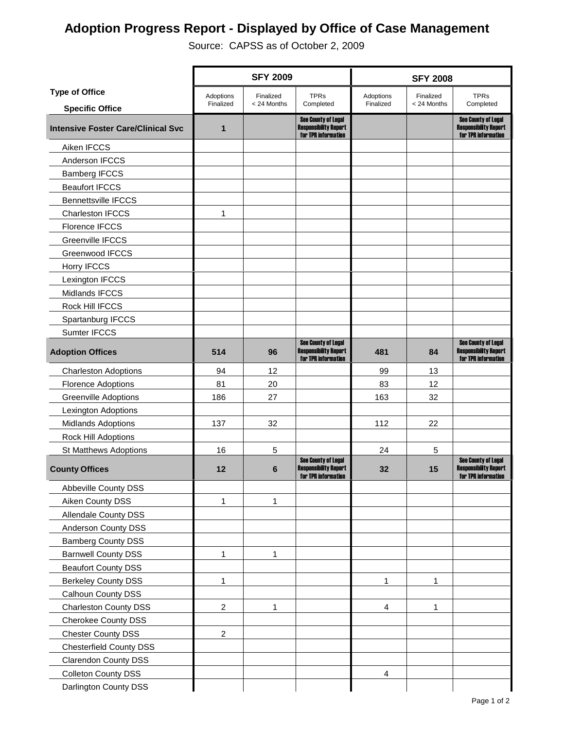# Adoption Progress Report - Displayed by Office of Case Management

Source: CAPSS as of October 2, 2009

| Type of Office / Specific Office | SFY 2009 | | | SFY 2008 | | |
|---|---|---|---|---|---|---|
| | Adoptions Finalized | Finalized < 24 Months | TPRs Completed | Adoptions Finalized | Finalized < 24 Months | TPRs Completed |
| **Intensive Foster Care/Clinical Svc** | **1** | | See County of Legal Responsibility Report for TPR information | | | See County of Legal Responsibility Report for TPR information |
| Aiken IFCCS | | | | | | |
| Anderson IFCCS | | | | | | |
| Bamberg IFCCS | | | | | | |
| Beaufort IFCCS | | | | | | |
| Bennettsville IFCCS | | | | | | |
| Charleston IFCCS | 1 | | | | | |
| Florence IFCCS | | | | | | |
| Greenville IFCCS | | | | | | |
| Greenwood IFCCS | | | | | | |
| Horry IFCCS | | | | | | |
| Lexington IFCCS | | | | | | |
| Midlands IFCCS | | | | | | |
| Rock Hill IFCCS | | | | | | |
| Spartanburg IFCCS | | | | | | |
| Sumter IFCCS | | | | | | |
| **Adoption Offices** | **514** | **96** | See County of Legal Responsibility Report for TPR information | **481** | **84** | See County of Legal Responsibility Report for TPR information |
| Charleston Adoptions | 94 | 12 | | 99 | 13 | |
| Florence Adoptions | 81 | 20 | | 83 | 12 | |
| Greenville Adoptions | 186 | 27 | | 163 | 32 | |
| Lexington Adoptions | | | | | | |
| Midlands Adoptions | 137 | 32 | | 112 | 22 | |
| Rock Hill Adoptions | | | | | | |
| St Matthews Adoptions | 16 | 5 | | 24 | 5 | |
| **County Offices** | **12** | **6** | See County of Legal Responsibility Report for TPR information | **32** | **15** | See County of Legal Responsibility Report for TPR information |
| Abbeville County DSS | | | | | | |
| Aiken County DSS | 1 | 1 | | | | |
| Allendale County DSS | | | | | | |
| Anderson County DSS | | | | | | |
| Bamberg County DSS | | | | | | |
| Barnwell County DSS | 1 | 1 | | | | |
| Beaufort County DSS | | | | | | |
| Berkeley County DSS | 1 | | | 1 | 1 | |
| Calhoun County DSS | | | | | | |
| Charleston County DSS | 2 | 1 | | 4 | 1 | |
| Cherokee County DSS | | | | | | |
| Chester County DSS | 2 | | | | | |
| Chesterfield County DSS | | | | | | |
| Clarendon County DSS | | | | | | |
| Colleton County DSS | | | | 4 | | |
| Darlington County DSS | | | | | | |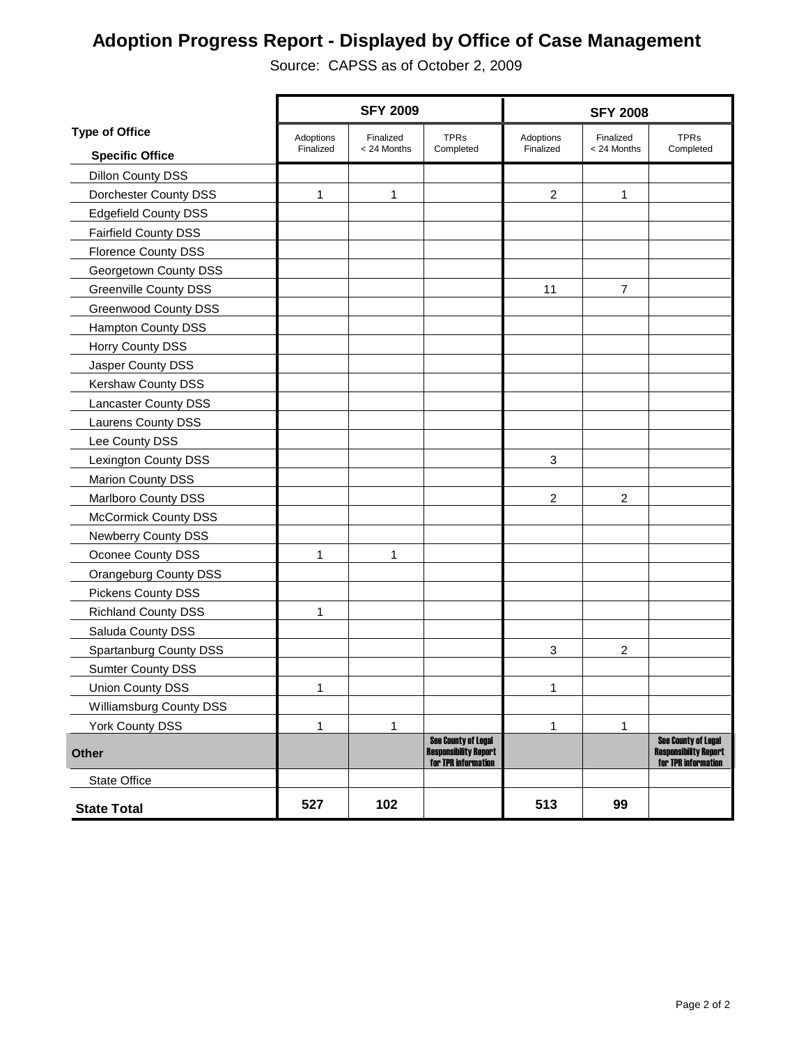# Adoption Progress Report - Displayed by Office of Case Management

Source: CAPSS as of October 2, 2009

| Type of Office / Specific Office | SFY 2009 | | | SFY 2008 | | |
|---|---|---|---|---|---|---|
| | Adoptions Finalized | Finalized < 24 Months | TPRs Completed | Adoptions Finalized | Finalized < 24 Months | TPRs Completed |
| Dillon County DSS | | | | | | |
| Dorchester County DSS | 1 | 1 | | 2 | 1 | |
| Edgefield County DSS | | | | | | |
| Fairfield County DSS | | | | | | |
| Florence County DSS | | | | | | |
| Georgetown County DSS | | | | | | |
| Greenville County DSS | | | | 11 | 7 | |
| Greenwood County DSS | | | | | | |
| Hampton County DSS | | | | | | |
| Horry County DSS | | | | | | |
| Jasper County DSS | | | | | | |
| Kershaw County DSS | | | | | | |
| Lancaster County DSS | | | | | | |
| Laurens County DSS | | | | | | |
| Lee County DSS | | | | | | |
| Lexington County DSS | | | | 3 | | |
| Marion County DSS | | | | | | |
| Marlboro County DSS | | | | 2 | 2 | |
| McCormick County DSS | | | | | | |
| Newberry County DSS | | | | | | |
| Oconee County DSS | 1 | 1 | | | | |
| Orangeburg County DSS | | | | | | |
| Pickens County DSS | | | | | | |
| Richland County DSS | 1 | | | | | |
| Saluda County DSS | | | | | | |
| Spartanburg County DSS | | | | 3 | 2 | |
| Sumter County DSS | | | | | | |
| Union County DSS | 1 | | | 1 | | |
| Williamsburg County DSS | | | | | | |
| York County DSS | 1 | 1 | | 1 | 1 | |
| **Other** | | | See County of Legal Responsibility Report for TPR information | | | See County of Legal Responsibility Report for TPR information |
| State Office | | | | | | |
| **State Total** | **527** | **102** | | **513** | **99** | |